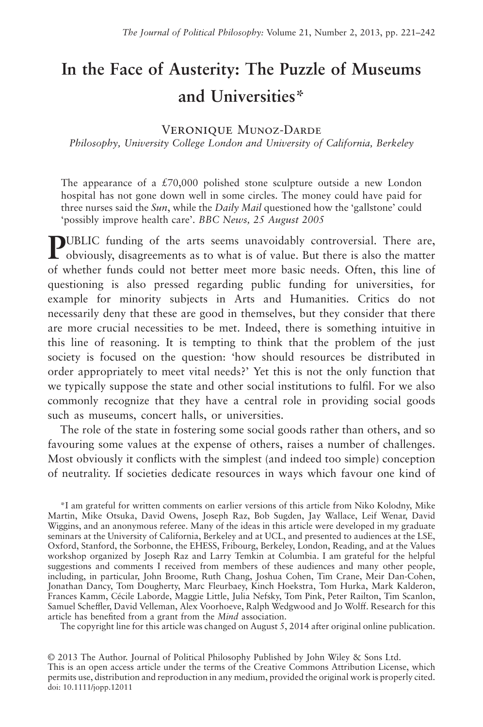# In the Face of Austerity: The Puzzle of Museums and Universities*

Veronique Munoz-Darde

*Philosophy, University College London and University of California, Berkeley*

The appearance of a £70,000 polished stone sculpture outside a new London hospital has not gone down well in some circles. The money could have paid for three nurses said the *Sun*, while the *Daily Mail* questioned how the 'gallstone' could 'possibly improve health care'. *BBC News, 25 August 2005*

PUBLIC funding of the arts seems unavoidably controversial. There are, obviously, disagreements as to what is of value. But there is also the matter of whether funds could not better meet more basic needs. Often, this line of questioning is also pressed regarding public funding for universities, for example for minority subjects in Arts and Humanities. Critics do not necessarily deny that these are good in themselves, but they consider that there are more crucial necessities to be met. Indeed, there is something intuitive in this line of reasoning. It is tempting to think that the problem of the just society is focused on the question: 'how should resources be distributed in order appropriately to meet vital needs?' Yet this is not the only function that we typically suppose the state and other social institutions to fulfil. For we also commonly recognize that they have a central role in providing social goods such as museums, concert halls, or universities.

The role of the state in fostering some social goods rather than others, and so favouring some values at the expense of others, raises a number of challenges. Most obviously it conflicts with the simplest (and indeed too simple) conception of neutrality. If societies dedicate resources in ways which favour one kind of

*I am grateful for written comments on earlier versions of this article from Niko Kolodny, Mike Martin, Mike Otsuka, David Owens, Joseph Raz, Bob Sugden, Jay Wallace, Leif Wenar, David Wiggins, and an anonymous referee. Many of the ideas in this article were developed in my graduate seminars at the University of California, Berkeley and at UCL, and presented to audiences at the LSE, Oxford, Stanford, the Sorbonne, the EHESS, Fribourg, Berkeley, London, Reading, and at the Values workshop organized by Joseph Raz and Larry Temkin at Columbia. I am grateful for the helpful suggestions and comments I received from members of these audiences and many other people, including, in particular, John Broome, Ruth Chang, Joshua Cohen, Tim Crane, Meir Dan-Cohen, Jonathan Dancy, Tom Dougherty, Marc Fleurbaey, Kinch Hoekstra, Tom Hurka, Mark Kalderon, Frances Kamm, Cécile Laborde, Maggie Little, Julia Nefsky, Tom Pink, Peter Railton, Tim Scanlon, Samuel Scheffler, David Velleman, Alex Voorhoeve, Ralph Wedgwood and Jo Wolff. Research for this article has benefited from a grant from the *Mind* association.

The copyright line for this article was changed on August 5, 2014 after original online publication.

© 2013 The Author. Journal of Political Philosophy Published by John Wiley & Sons Ltd.
This is an open access article under the terms of the Creative Commons Attribution License, which permits use, distribution and reproduction in any medium, provided the original work is properly cited.
doi: 10.1111/jopp.12011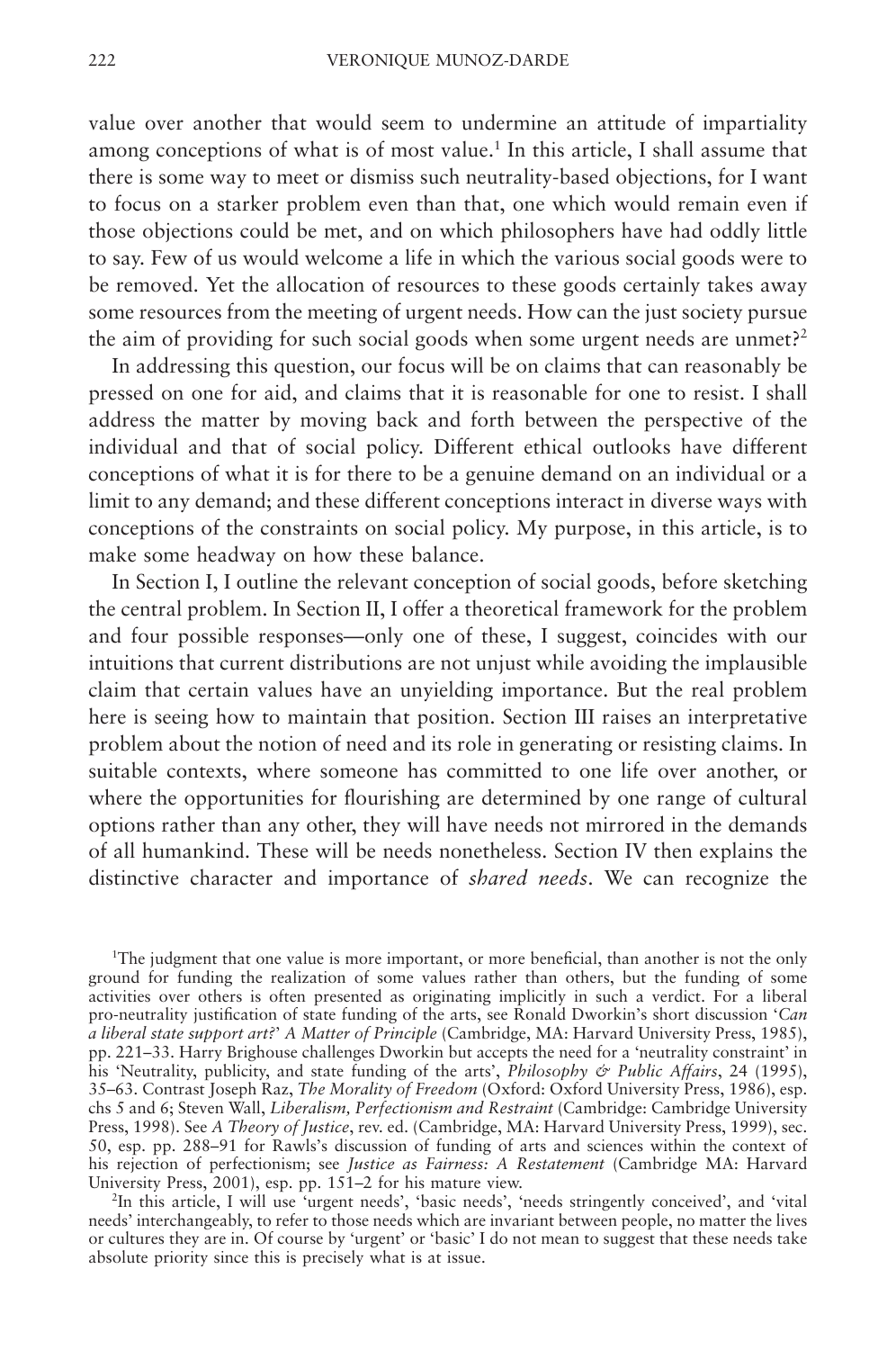value over another that would seem to undermine an attitude of impartiality among conceptions of what is of most value.[1] In this article, I shall assume that there is some way to meet or dismiss such neutrality-based objections, for I want to focus on a starker problem even than that, one which would remain even if those objections could be met, and on which philosophers have had oddly little to say. Few of us would welcome a life in which the various social goods were to be removed. Yet the allocation of resources to these goods certainly takes away some resources from the meeting of urgent needs. How can the just society pursue the aim of providing for such social goods when some urgent needs are unmet?[2]

In addressing this question, our focus will be on claims that can reasonably be pressed on one for aid, and claims that it is reasonable for one to resist. I shall address the matter by moving back and forth between the perspective of the individual and that of social policy. Different ethical outlooks have different conceptions of what it is for there to be a genuine demand on an individual or a limit to any demand; and these different conceptions interact in diverse ways with conceptions of the constraints on social policy. My purpose, in this article, is to make some headway on how these balance.

In Section I, I outline the relevant conception of social goods, before sketching the central problem. In Section II, I offer a theoretical framework for the problem and four possible responses—only one of these, I suggest, coincides with our intuitions that current distributions are not unjust while avoiding the implausible claim that certain values have an unyielding importance. But the real problem here is seeing how to maintain that position. Section III raises an interpretative problem about the notion of need and its role in generating or resisting claims. In suitable contexts, where someone has committed to one life over another, or where the opportunities for flourishing are determined by one range of cultural options rather than any other, they will have needs not mirrored in the demands of all humankind. These will be needs nonetheless. Section IV then explains the distinctive character and importance of *shared needs*. We can recognize the

[1]The judgment that one value is more important, or more beneficial, than another is not the only ground for funding the realization of some values rather than others, but the funding of some activities over others is often presented as originating implicitly in such a verdict. For a liberal pro-neutrality justification of state funding of the arts, see Ronald Dworkin's short discussion '*Can a liberal state support art?*' *A Matter of Principle* (Cambridge, MA: Harvard University Press, 1985), pp. 221–33. Harry Brighouse challenges Dworkin but accepts the need for a 'neutrality constraint' in his 'Neutrality, publicity, and state funding of the arts', *Philosophy & Public Affairs*, 24 (1995), 35–63. Contrast Joseph Raz, *The Morality of Freedom* (Oxford: Oxford University Press, 1986), esp. chs 5 and 6; Steven Wall, *Liberalism, Perfectionism and Restraint* (Cambridge: Cambridge University Press, 1998). See *A Theory of Justice*, rev. ed. (Cambridge, MA: Harvard University Press, 1999), sec. 50, esp. pp. 288–91 for Rawls's discussion of funding of arts and sciences within the context of his rejection of perfectionism; see *Justice as Fairness: A Restatement* (Cambridge MA: Harvard University Press, 2001), esp. pp. 151–2 for his mature view.

[2]In this article, I will use 'urgent needs', 'basic needs', 'needs stringently conceived', and 'vital needs' interchangeably, to refer to those needs which are invariant between people, no matter the lives or cultures they are in. Of course by 'urgent' or 'basic' I do not mean to suggest that these needs take absolute priority since this is precisely what is at issue.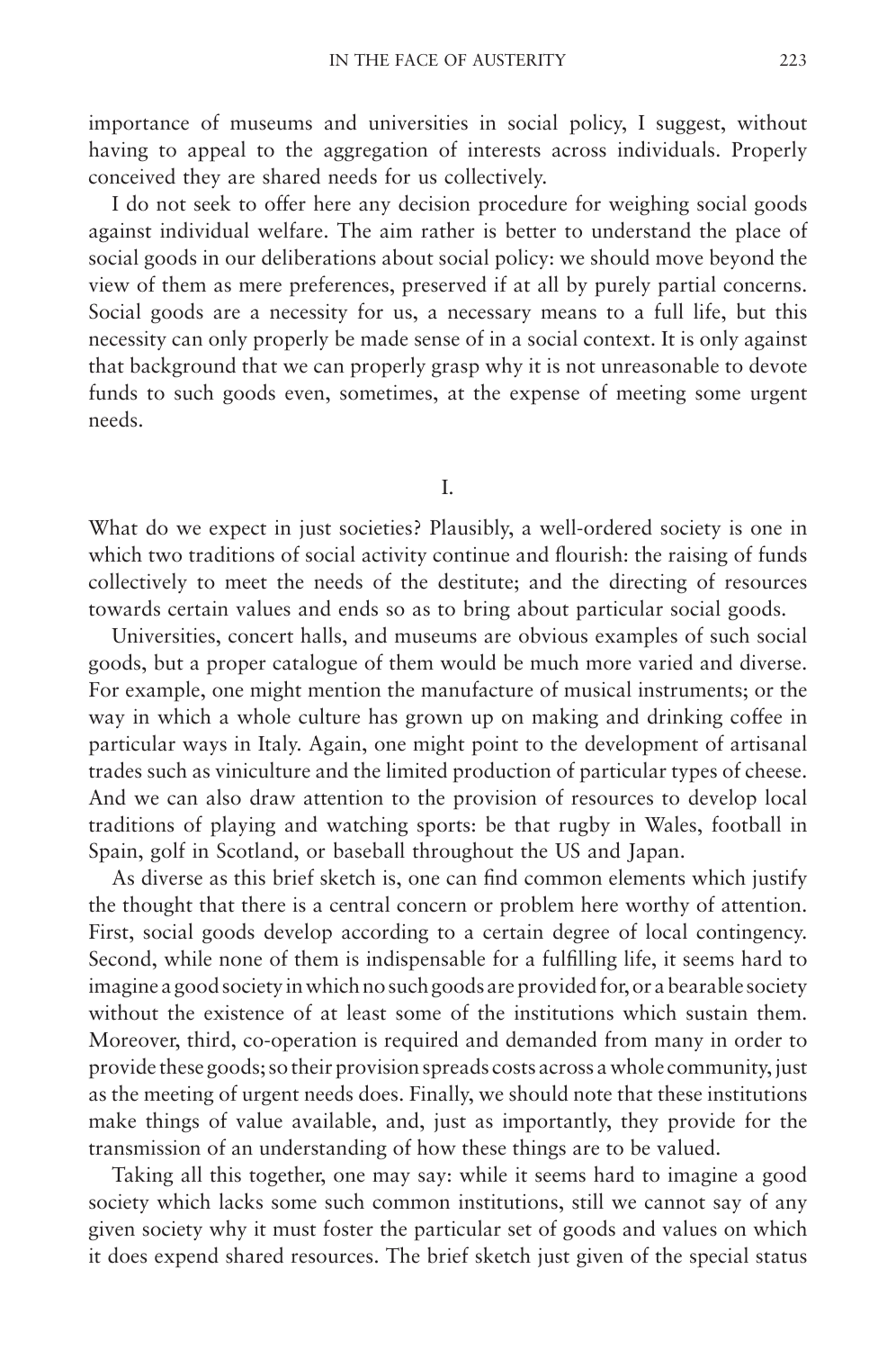importance of museums and universities in social policy, I suggest, without having to appeal to the aggregation of interests across individuals. Properly conceived they are shared needs for us collectively.

I do not seek to offer here any decision procedure for weighing social goods against individual welfare. The aim rather is better to understand the place of social goods in our deliberations about social policy: we should move beyond the view of them as mere preferences, preserved if at all by purely partial concerns. Social goods are a necessity for us, a necessary means to a full life, but this necessity can only properly be made sense of in a social context. It is only against that background that we can properly grasp why it is not unreasonable to devote funds to such goods even, sometimes, at the expense of meeting some urgent needs.

## I.

What do we expect in just societies? Plausibly, a well-ordered society is one in which two traditions of social activity continue and flourish: the raising of funds collectively to meet the needs of the destitute; and the directing of resources towards certain values and ends so as to bring about particular social goods.

Universities, concert halls, and museums are obvious examples of such social goods, but a proper catalogue of them would be much more varied and diverse. For example, one might mention the manufacture of musical instruments; or the way in which a whole culture has grown up on making and drinking coffee in particular ways in Italy. Again, one might point to the development of artisanal trades such as viniculture and the limited production of particular types of cheese. And we can also draw attention to the provision of resources to develop local traditions of playing and watching sports: be that rugby in Wales, football in Spain, golf in Scotland, or baseball throughout the US and Japan.

As diverse as this brief sketch is, one can find common elements which justify the thought that there is a central concern or problem here worthy of attention. First, social goods develop according to a certain degree of local contingency. Second, while none of them is indispensable for a fulfilling life, it seems hard to imagine a good society in which no such goods are provided for, or a bearable society without the existence of at least some of the institutions which sustain them. Moreover, third, co-operation is required and demanded from many in order to provide these goods; so their provision spreads costs across a whole community, just as the meeting of urgent needs does. Finally, we should note that these institutions make things of value available, and, just as importantly, they provide for the transmission of an understanding of how these things are to be valued.

Taking all this together, one may say: while it seems hard to imagine a good society which lacks some such common institutions, still we cannot say of any given society why it must foster the particular set of goods and values on which it does expend shared resources. The brief sketch just given of the special status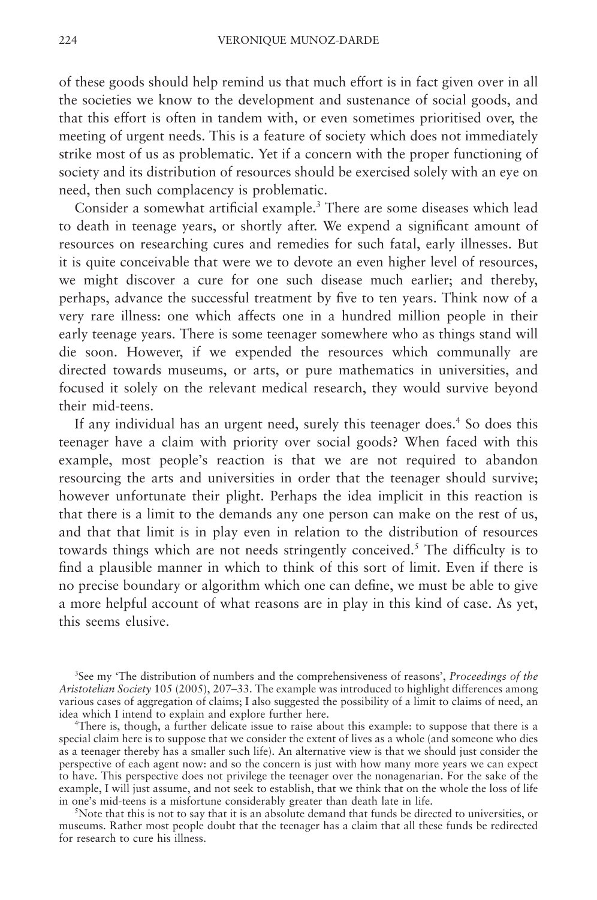of these goods should help remind us that much effort is in fact given over in all the societies we know to the development and sustenance of social goods, and that this effort is often in tandem with, or even sometimes prioritised over, the meeting of urgent needs. This is a feature of society which does not immediately strike most of us as problematic. Yet if a concern with the proper functioning of society and its distribution of resources should be exercised solely with an eye on need, then such complacency is problematic.

Consider a somewhat artificial example.[3] There are some diseases which lead to death in teenage years, or shortly after. We expend a significant amount of resources on researching cures and remedies for such fatal, early illnesses. But it is quite conceivable that were we to devote an even higher level of resources, we might discover a cure for one such disease much earlier; and thereby, perhaps, advance the successful treatment by five to ten years. Think now of a very rare illness: one which affects one in a hundred million people in their early teenage years. There is some teenager somewhere who as things stand will die soon. However, if we expended the resources which communally are directed towards museums, or arts, or pure mathematics in universities, and focused it solely on the relevant medical research, they would survive beyond their mid-teens.

If any individual has an urgent need, surely this teenager does.[4] So does this teenager have a claim with priority over social goods? When faced with this example, most people's reaction is that we are not required to abandon resourcing the arts and universities in order that the teenager should survive; however unfortunate their plight. Perhaps the idea implicit in this reaction is that there is a limit to the demands any one person can make on the rest of us, and that that limit is in play even in relation to the distribution of resources towards things which are not needs stringently conceived.[5] The difficulty is to find a plausible manner in which to think of this sort of limit. Even if there is no precise boundary or algorithm which one can define, we must be able to give a more helpful account of what reasons are in play in this kind of case. As yet, this seems elusive.

[3]See my 'The distribution of numbers and the comprehensiveness of reasons', *Proceedings of the Aristotelian Society* 105 (2005), 207–33. The example was introduced to highlight differences among various cases of aggregation of claims; I also suggested the possibility of a limit to claims of need, an idea which I intend to explain and explore further here.

[4]There is, though, a further delicate issue to raise about this example: to suppose that there is a special claim here is to suppose that we consider the extent of lives as a whole (and someone who dies as a teenager thereby has a smaller such life). An alternative view is that we should just consider the perspective of each agent now: and so the concern is just with how many more years we can expect to have. This perspective does not privilege the teenager over the nonagenarian. For the sake of the example, I will just assume, and not seek to establish, that we think that on the whole the loss of life in one's mid-teens is a misfortune considerably greater than death late in life.

[5]Note that this is not to say that it is an absolute demand that funds be directed to universities, or museums. Rather most people doubt that the teenager has a claim that all these funds be redirected for research to cure his illness.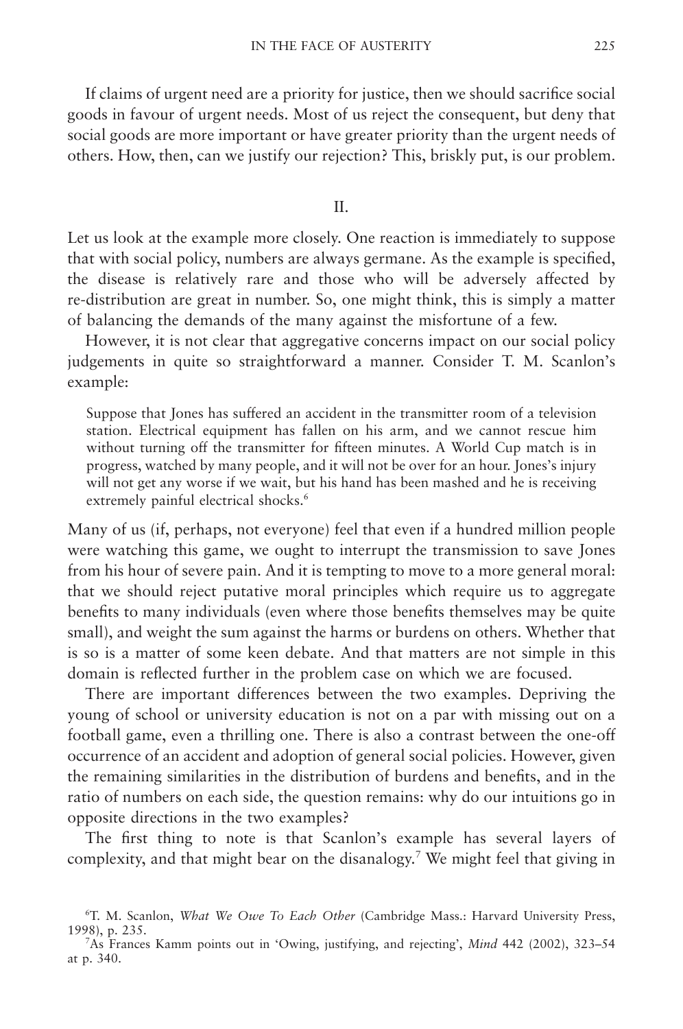If claims of urgent need are a priority for justice, then we should sacrifice social goods in favour of urgent needs. Most of us reject the consequent, but deny that social goods are more important or have greater priority than the urgent needs of others. How, then, can we justify our rejection? This, briskly put, is our problem.

## II.

Let us look at the example more closely. One reaction is immediately to suppose that with social policy, numbers are always germane. As the example is specified, the disease is relatively rare and those who will be adversely affected by re-distribution are great in number. So, one might think, this is simply a matter of balancing the demands of the many against the misfortune of a few.

However, it is not clear that aggregative concerns impact on our social policy judgements in quite so straightforward a manner. Consider T. M. Scanlon's example:

> Suppose that Jones has suffered an accident in the transmitter room of a television station. Electrical equipment has fallen on his arm, and we cannot rescue him without turning off the transmitter for fifteen minutes. A World Cup match is in progress, watched by many people, and it will not be over for an hour. Jones's injury will not get any worse if we wait, but his hand has been mashed and he is receiving extremely painful electrical shocks.[6]

Many of us (if, perhaps, not everyone) feel that even if a hundred million people were watching this game, we ought to interrupt the transmission to save Jones from his hour of severe pain. And it is tempting to move to a more general moral: that we should reject putative moral principles which require us to aggregate benefits to many individuals (even where those benefits themselves may be quite small), and weight the sum against the harms or burdens on others. Whether that is so is a matter of some keen debate. And that matters are not simple in this domain is reflected further in the problem case on which we are focused.

There are important differences between the two examples. Depriving the young of school or university education is not on a par with missing out on a football game, even a thrilling one. There is also a contrast between the one-off occurrence of an accident and adoption of general social policies. However, given the remaining similarities in the distribution of burdens and benefits, and in the ratio of numbers on each side, the question remains: why do our intuitions go in opposite directions in the two examples?

The first thing to note is that Scanlon's example has several layers of complexity, and that might bear on the disanalogy.[7] We might feel that giving in

---

[6] T. M. Scanlon, *What We Owe To Each Other* (Cambridge Mass.: Harvard University Press, 1998), p. 235.

[7] As Frances Kamm points out in 'Owing, justifying, and rejecting', *Mind* 442 (2002), 323–54 at p. 340.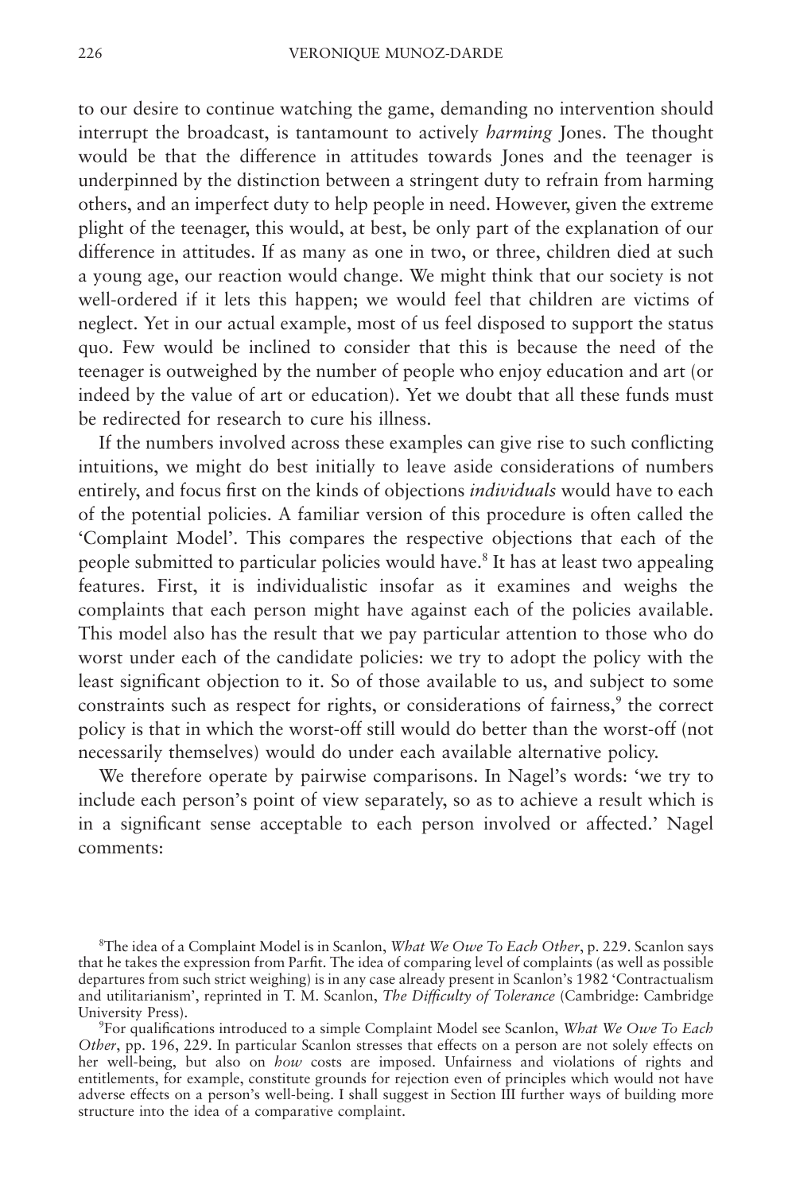to our desire to continue watching the game, demanding no intervention should interrupt the broadcast, is tantamount to actively *harming* Jones. The thought would be that the difference in attitudes towards Jones and the teenager is underpinned by the distinction between a stringent duty to refrain from harming others, and an imperfect duty to help people in need. However, given the extreme plight of the teenager, this would, at best, be only part of the explanation of our difference in attitudes. If as many as one in two, or three, children died at such a young age, our reaction would change. We might think that our society is not well-ordered if it lets this happen; we would feel that children are victims of neglect. Yet in our actual example, most of us feel disposed to support the status quo. Few would be inclined to consider that this is because the need of the teenager is outweighed by the number of people who enjoy education and art (or indeed by the value of art or education). Yet we doubt that all these funds must be redirected for research to cure his illness.

If the numbers involved across these examples can give rise to such conflicting intuitions, we might do best initially to leave aside considerations of numbers entirely, and focus first on the kinds of objections *individuals* would have to each of the potential policies. A familiar version of this procedure is often called the 'Complaint Model'. This compares the respective objections that each of the people submitted to particular policies would have.[8] It has at least two appealing features. First, it is individualistic insofar as it examines and weighs the complaints that each person might have against each of the policies available. This model also has the result that we pay particular attention to those who do worst under each of the candidate policies: we try to adopt the policy with the least significant objection to it. So of those available to us, and subject to some constraints such as respect for rights, or considerations of fairness,[9] the correct policy is that in which the worst-off still would do better than the worst-off (not necessarily themselves) would do under each available alternative policy.

We therefore operate by pairwise comparisons. In Nagel's words: 'we try to include each person's point of view separately, so as to achieve a result which is in a significant sense acceptable to each person involved or affected.' Nagel comments:

[8] The idea of a Complaint Model is in Scanlon, *What We Owe To Each Other*, p. 229. Scanlon says that he takes the expression from Parfit. The idea of comparing level of complaints (as well as possible departures from such strict weighing) is in any case already present in Scanlon's 1982 'Contractualism and utilitarianism', reprinted in T. M. Scanlon, *The Difficulty of Tolerance* (Cambridge: Cambridge University Press).

[9] For qualifications introduced to a simple Complaint Model see Scanlon, *What We Owe To Each Other*, pp. 196, 229. In particular Scanlon stresses that effects on a person are not solely effects on her well-being, but also on *how* costs are imposed. Unfairness and violations of rights and entitlements, for example, constitute grounds for rejection even of principles which would not have adverse effects on a person's well-being. I shall suggest in Section III further ways of building more structure into the idea of a comparative complaint.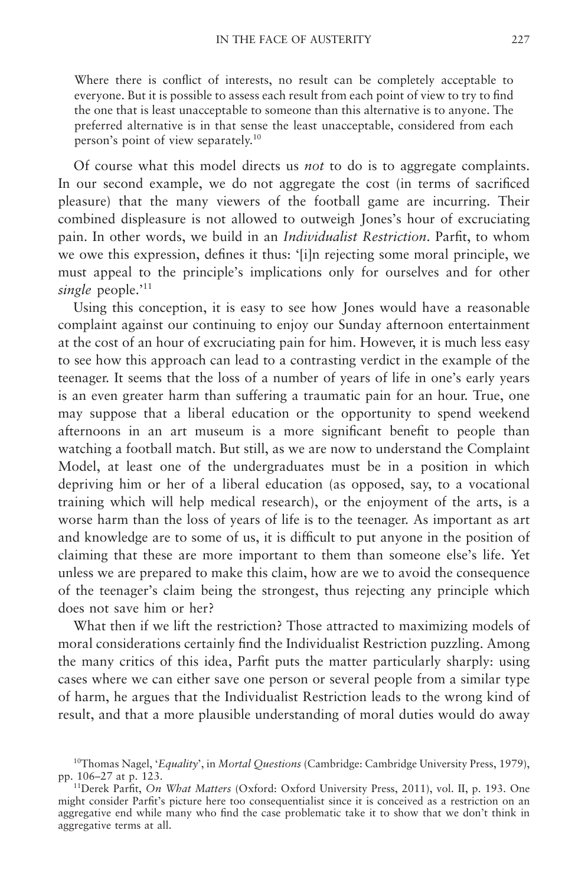> Where there is conflict of interests, no result can be completely acceptable to everyone. But it is possible to assess each result from each point of view to try to find the one that is least unacceptable to someone than this alternative is to anyone. The preferred alternative is in that sense the least unacceptable, considered from each person's point of view separately.[10]

Of course what this model directs us *not* to do is to aggregate complaints. In our second example, we do not aggregate the cost (in terms of sacrificed pleasure) that the many viewers of the football game are incurring. Their combined displeasure is not allowed to outweigh Jones's hour of excruciating pain. In other words, we build in an *Individualist Restriction*. Parfit, to whom we owe this expression, defines it thus: '[i]n rejecting some moral principle, we must appeal to the principle's implications only for ourselves and for other *single* people.'[11]

Using this conception, it is easy to see how Jones would have a reasonable complaint against our continuing to enjoy our Sunday afternoon entertainment at the cost of an hour of excruciating pain for him. However, it is much less easy to see how this approach can lead to a contrasting verdict in the example of the teenager. It seems that the loss of a number of years of life in one's early years is an even greater harm than suffering a traumatic pain for an hour. True, one may suppose that a liberal education or the opportunity to spend weekend afternoons in an art museum is a more significant benefit to people than watching a football match. But still, as we are now to understand the Complaint Model, at least one of the undergraduates must be in a position in which depriving him or her of a liberal education (as opposed, say, to a vocational training which will help medical research), or the enjoyment of the arts, is a worse harm than the loss of years of life is to the teenager. As important as art and knowledge are to some of us, it is difficult to put anyone in the position of claiming that these are more important to them than someone else's life. Yet unless we are prepared to make this claim, how are we to avoid the consequence of the teenager's claim being the strongest, thus rejecting any principle which does not save him or her?

What then if we lift the restriction? Those attracted to maximizing models of moral considerations certainly find the Individualist Restriction puzzling. Among the many critics of this idea, Parfit puts the matter particularly sharply: using cases where we can either save one person or several people from a similar type of harm, he argues that the Individualist Restriction leads to the wrong kind of result, and that a more plausible understanding of moral duties would do away

[10] Thomas Nagel, '*Equality*', in *Mortal Questions* (Cambridge: Cambridge University Press, 1979), pp. 106–27 at p. 123.

[11] Derek Parfit, *On What Matters* (Oxford: Oxford University Press, 2011), vol. II, p. 193. One might consider Parfit's picture here too consequentialist since it is conceived as a restriction on an aggregative end while many who find the case problematic take it to show that we don't think in aggregative terms at all.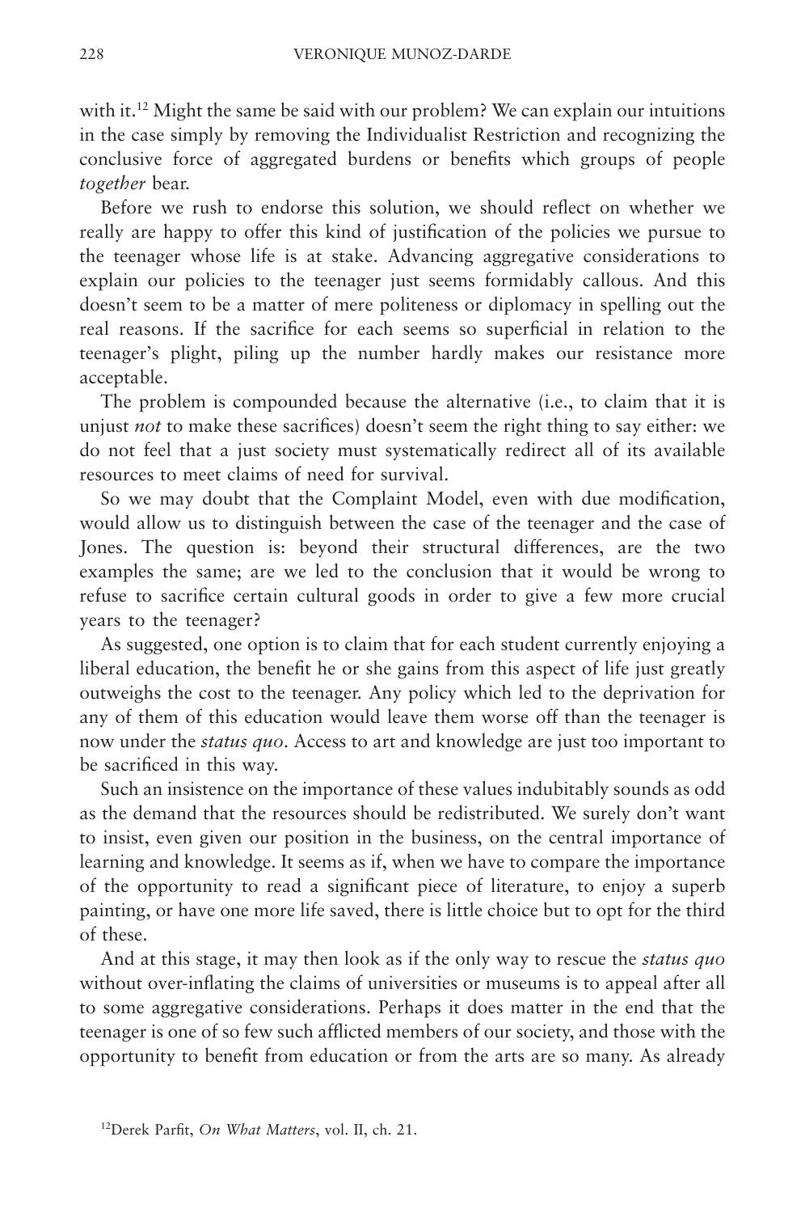with it.[12] Might the same be said with our problem? We can explain our intuitions in the case simply by removing the Individualist Restriction and recognizing the conclusive force of aggregated burdens or benefits which groups of people *together* bear.

Before we rush to endorse this solution, we should reflect on whether we really are happy to offer this kind of justification of the policies we pursue to the teenager whose life is at stake. Advancing aggregative considerations to explain our policies to the teenager just seems formidably callous. And this doesn't seem to be a matter of mere politeness or diplomacy in spelling out the real reasons. If the sacrifice for each seems so superficial in relation to the teenager's plight, piling up the number hardly makes our resistance more acceptable.

The problem is compounded because the alternative (i.e., to claim that it is unjust *not* to make these sacrifices) doesn't seem the right thing to say either: we do not feel that a just society must systematically redirect all of its available resources to meet claims of need for survival.

So we may doubt that the Complaint Model, even with due modification, would allow us to distinguish between the case of the teenager and the case of Jones. The question is: beyond their structural differences, are the two examples the same; are we led to the conclusion that it would be wrong to refuse to sacrifice certain cultural goods in order to give a few more crucial years to the teenager?

As suggested, one option is to claim that for each student currently enjoying a liberal education, the benefit he or she gains from this aspect of life just greatly outweighs the cost to the teenager. Any policy which led to the deprivation for any of them of this education would leave them worse off than the teenager is now under the *status quo*. Access to art and knowledge are just too important to be sacrificed in this way.

Such an insistence on the importance of these values indubitably sounds as odd as the demand that the resources should be redistributed. We surely don't want to insist, even given our position in the business, on the central importance of learning and knowledge. It seems as if, when we have to compare the importance of the opportunity to read a significant piece of literature, to enjoy a superb painting, or have one more life saved, there is little choice but to opt for the third of these.

And at this stage, it may then look as if the only way to rescue the *status quo* without over-inflating the claims of universities or museums is to appeal after all to some aggregative considerations. Perhaps it does matter in the end that the teenager is one of so few such afflicted members of our society, and those with the opportunity to benefit from education or from the arts are so many. As already

[12]Derek Parfit, *On What Matters*, vol. II, ch. 21.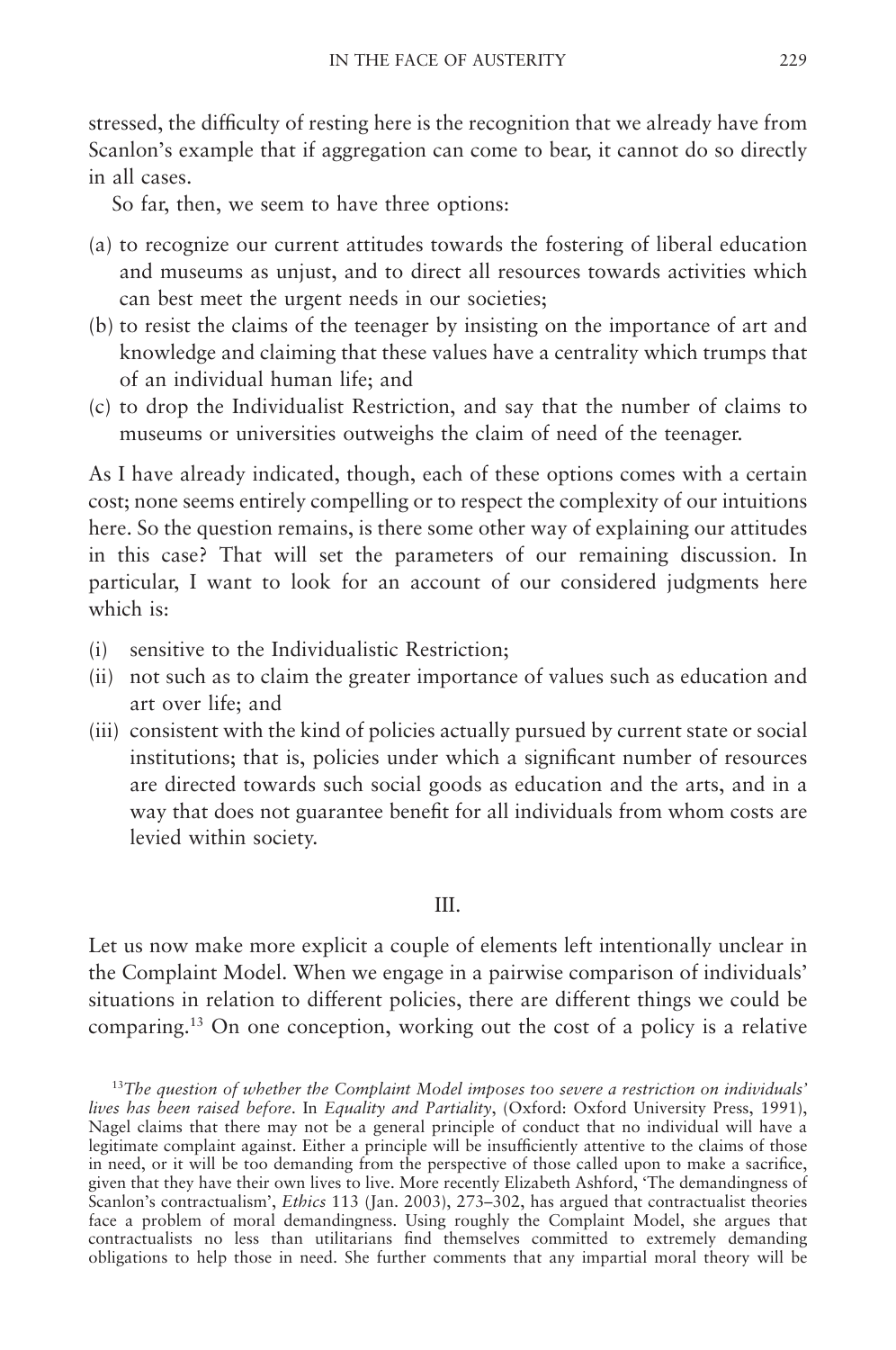stressed, the difficulty of resting here is the recognition that we already have from Scanlon's example that if aggregation can come to bear, it cannot do so directly in all cases.

So far, then, we seem to have three options:

(a) to recognize our current attitudes towards the fostering of liberal education and museums as unjust, and to direct all resources towards activities which can best meet the urgent needs in our societies;
(b) to resist the claims of the teenager by insisting on the importance of art and knowledge and claiming that these values have a centrality which trumps that of an individual human life; and
(c) to drop the Individualist Restriction, and say that the number of claims to museums or universities outweighs the claim of need of the teenager.

As I have already indicated, though, each of these options comes with a certain cost; none seems entirely compelling or to respect the complexity of our intuitions here. So the question remains, is there some other way of explaining our attitudes in this case? That will set the parameters of our remaining discussion. In particular, I want to look for an account of our considered judgments here which is:

(i) sensitive to the Individualistic Restriction;
(ii) not such as to claim the greater importance of values such as education and art over life; and
(iii) consistent with the kind of policies actually pursued by current state or social institutions; that is, policies under which a significant number of resources are directed towards such social goods as education and the arts, and in a way that does not guarantee benefit for all individuals from whom costs are levied within society.

## III.

Let us now make more explicit a couple of elements left intentionally unclear in the Complaint Model. When we engage in a pairwise comparison of individuals' situations in relation to different policies, there are different things we could be comparing.[13] On one conception, working out the cost of a policy is a relative

[13] *The question of whether the Complaint Model imposes too severe a restriction on individuals' lives has been raised before*. In *Equality and Partiality*, (Oxford: Oxford University Press, 1991), Nagel claims that there may not be a general principle of conduct that no individual will have a legitimate complaint against. Either a principle will be insufficiently attentive to the claims of those in need, or it will be too demanding from the perspective of those called upon to make a sacrifice, given that they have their own lives to live. More recently Elizabeth Ashford, 'The demandingness of Scanlon's contractualism', *Ethics* 113 (Jan. 2003), 273–302, has argued that contractualist theories face a problem of moral demandingness. Using roughly the Complaint Model, she argues that contractualists no less than utilitarians find themselves committed to extremely demanding obligations to help those in need. She further comments that any impartial moral theory will be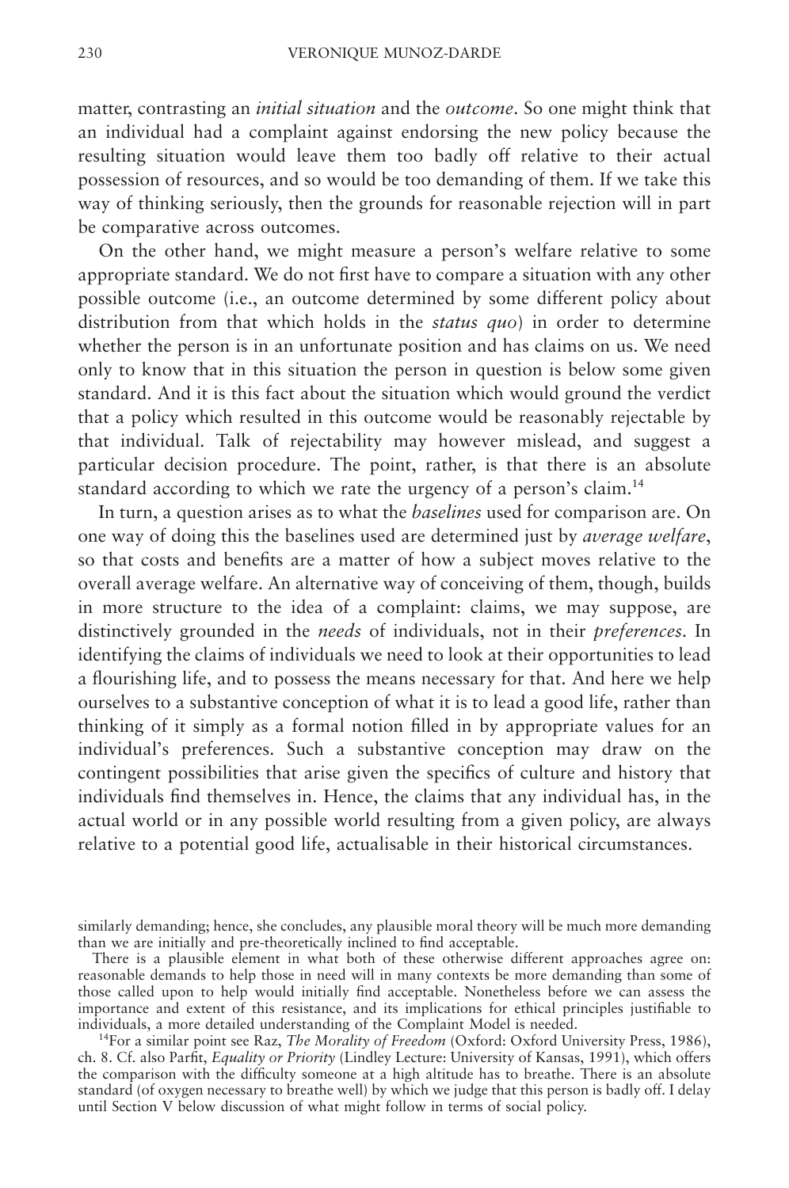matter, contrasting an *initial situation* and the *outcome*. So one might think that an individual had a complaint against endorsing the new policy because the resulting situation would leave them too badly off relative to their actual possession of resources, and so would be too demanding of them. If we take this way of thinking seriously, then the grounds for reasonable rejection will in part be comparative across outcomes.

On the other hand, we might measure a person's welfare relative to some appropriate standard. We do not first have to compare a situation with any other possible outcome (i.e., an outcome determined by some different policy about distribution from that which holds in the *status quo*) in order to determine whether the person is in an unfortunate position and has claims on us. We need only to know that in this situation the person in question is below some given standard. And it is this fact about the situation which would ground the verdict that a policy which resulted in this outcome would be reasonably rejectable by that individual. Talk of rejectability may however mislead, and suggest a particular decision procedure. The point, rather, is that there is an absolute standard according to which we rate the urgency of a person's claim.[14]

In turn, a question arises as to what the *baselines* used for comparison are. On one way of doing this the baselines used are determined just by *average welfare*, so that costs and benefits are a matter of how a subject moves relative to the overall average welfare. An alternative way of conceiving of them, though, builds in more structure to the idea of a complaint: claims, we may suppose, are distinctively grounded in the *needs* of individuals, not in their *preferences*. In identifying the claims of individuals we need to look at their opportunities to lead a flourishing life, and to possess the means necessary for that. And here we help ourselves to a substantive conception of what it is to lead a good life, rather than thinking of it simply as a formal notion filled in by appropriate values for an individual's preferences. Such a substantive conception may draw on the contingent possibilities that arise given the specifics of culture and history that individuals find themselves in. Hence, the claims that any individual has, in the actual world or in any possible world resulting from a given policy, are always relative to a potential good life, actualisable in their historical circumstances.

similarly demanding; hence, she concludes, any plausible moral theory will be much more demanding than we are initially and pre-theoretically inclined to find acceptable.

There is a plausible element in what both of these otherwise different approaches agree on: reasonable demands to help those in need will in many contexts be more demanding than some of those called upon to help would initially find acceptable. Nonetheless before we can assess the importance and extent of this resistance, and its implications for ethical principles justifiable to individuals, a more detailed understanding of the Complaint Model is needed.

[14]For a similar point see Raz, *The Morality of Freedom* (Oxford: Oxford University Press, 1986), ch. 8. Cf. also Parfit, *Equality or Priority* (Lindley Lecture: University of Kansas, 1991), which offers the comparison with the difficulty someone at a high altitude has to breathe. There is an absolute standard (of oxygen necessary to breathe well) by which we judge that this person is badly off. I delay until Section V below discussion of what might follow in terms of social policy.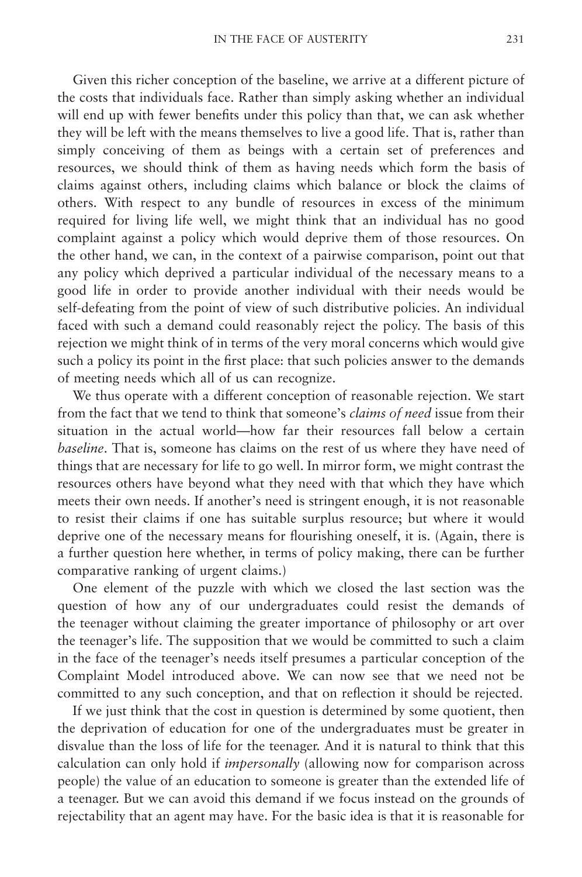Given this richer conception of the baseline, we arrive at a different picture of the costs that individuals face. Rather than simply asking whether an individual will end up with fewer benefits under this policy than that, we can ask whether they will be left with the means themselves to live a good life. That is, rather than simply conceiving of them as beings with a certain set of preferences and resources, we should think of them as having needs which form the basis of claims against others, including claims which balance or block the claims of others. With respect to any bundle of resources in excess of the minimum required for living life well, we might think that an individual has no good complaint against a policy which would deprive them of those resources. On the other hand, we can, in the context of a pairwise comparison, point out that any policy which deprived a particular individual of the necessary means to a good life in order to provide another individual with their needs would be self-defeating from the point of view of such distributive policies. An individual faced with such a demand could reasonably reject the policy. The basis of this rejection we might think of in terms of the very moral concerns which would give such a policy its point in the first place: that such policies answer to the demands of meeting needs which all of us can recognize.

We thus operate with a different conception of reasonable rejection. We start from the fact that we tend to think that someone's *claims of need* issue from their situation in the actual world—how far their resources fall below a certain *baseline*. That is, someone has claims on the rest of us where they have need of things that are necessary for life to go well. In mirror form, we might contrast the resources others have beyond what they need with that which they have which meets their own needs. If another's need is stringent enough, it is not reasonable to resist their claims if one has suitable surplus resource; but where it would deprive one of the necessary means for flourishing oneself, it is. (Again, there is a further question here whether, in terms of policy making, there can be further comparative ranking of urgent claims.)

One element of the puzzle with which we closed the last section was the question of how any of our undergraduates could resist the demands of the teenager without claiming the greater importance of philosophy or art over the teenager's life. The supposition that we would be committed to such a claim in the face of the teenager's needs itself presumes a particular conception of the Complaint Model introduced above. We can now see that we need not be committed to any such conception, and that on reflection it should be rejected.

If we just think that the cost in question is determined by some quotient, then the deprivation of education for one of the undergraduates must be greater in disvalue than the loss of life for the teenager. And it is natural to think that this calculation can only hold if *impersonally* (allowing now for comparison across people) the value of an education to someone is greater than the extended life of a teenager. But we can avoid this demand if we focus instead on the grounds of rejectability that an agent may have. For the basic idea is that it is reasonable for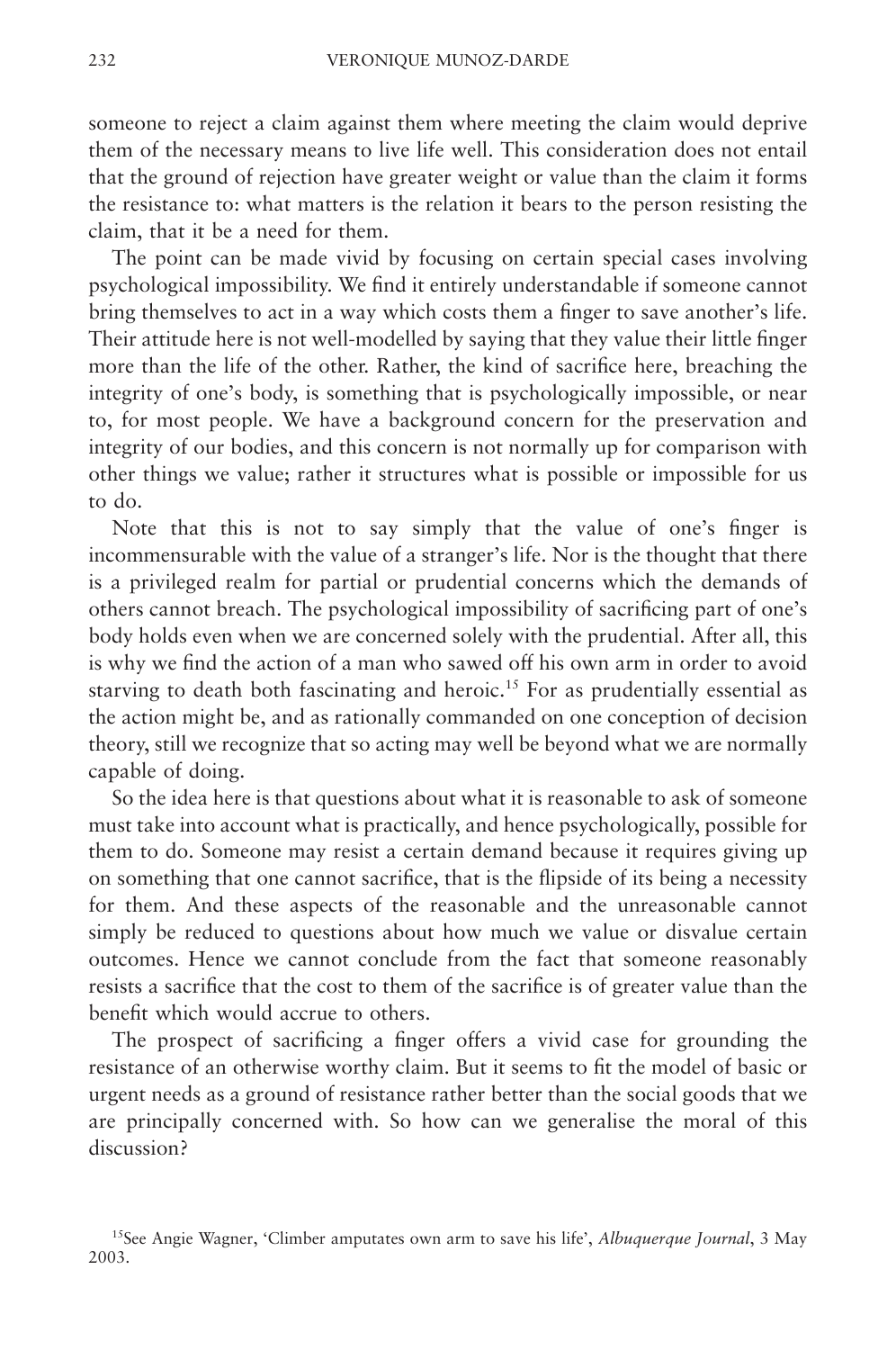someone to reject a claim against them where meeting the claim would deprive them of the necessary means to live life well. This consideration does not entail that the ground of rejection have greater weight or value than the claim it forms the resistance to: what matters is the relation it bears to the person resisting the claim, that it be a need for them.

The point can be made vivid by focusing on certain special cases involving psychological impossibility. We find it entirely understandable if someone cannot bring themselves to act in a way which costs them a finger to save another's life. Their attitude here is not well-modelled by saying that they value their little finger more than the life of the other. Rather, the kind of sacrifice here, breaching the integrity of one's body, is something that is psychologically impossible, or near to, for most people. We have a background concern for the preservation and integrity of our bodies, and this concern is not normally up for comparison with other things we value; rather it structures what is possible or impossible for us to do.

Note that this is not to say simply that the value of one's finger is incommensurable with the value of a stranger's life. Nor is the thought that there is a privileged realm for partial or prudential concerns which the demands of others cannot breach. The psychological impossibility of sacrificing part of one's body holds even when we are concerned solely with the prudential. After all, this is why we find the action of a man who sawed off his own arm in order to avoid starving to death both fascinating and heroic.[15] For as prudentially essential as the action might be, and as rationally commanded on one conception of decision theory, still we recognize that so acting may well be beyond what we are normally capable of doing.

So the idea here is that questions about what it is reasonable to ask of someone must take into account what is practically, and hence psychologically, possible for them to do. Someone may resist a certain demand because it requires giving up on something that one cannot sacrifice, that is the flipside of its being a necessity for them. And these aspects of the reasonable and the unreasonable cannot simply be reduced to questions about how much we value or disvalue certain outcomes. Hence we cannot conclude from the fact that someone reasonably resists a sacrifice that the cost to them of the sacrifice is of greater value than the benefit which would accrue to others.

The prospect of sacrificing a finger offers a vivid case for grounding the resistance of an otherwise worthy claim. But it seems to fit the model of basic or urgent needs as a ground of resistance rather better than the social goods that we are principally concerned with. So how can we generalise the moral of this discussion?

[15] See Angie Wagner, 'Climber amputates own arm to save his life', *Albuquerque Journal*, 3 May 2003.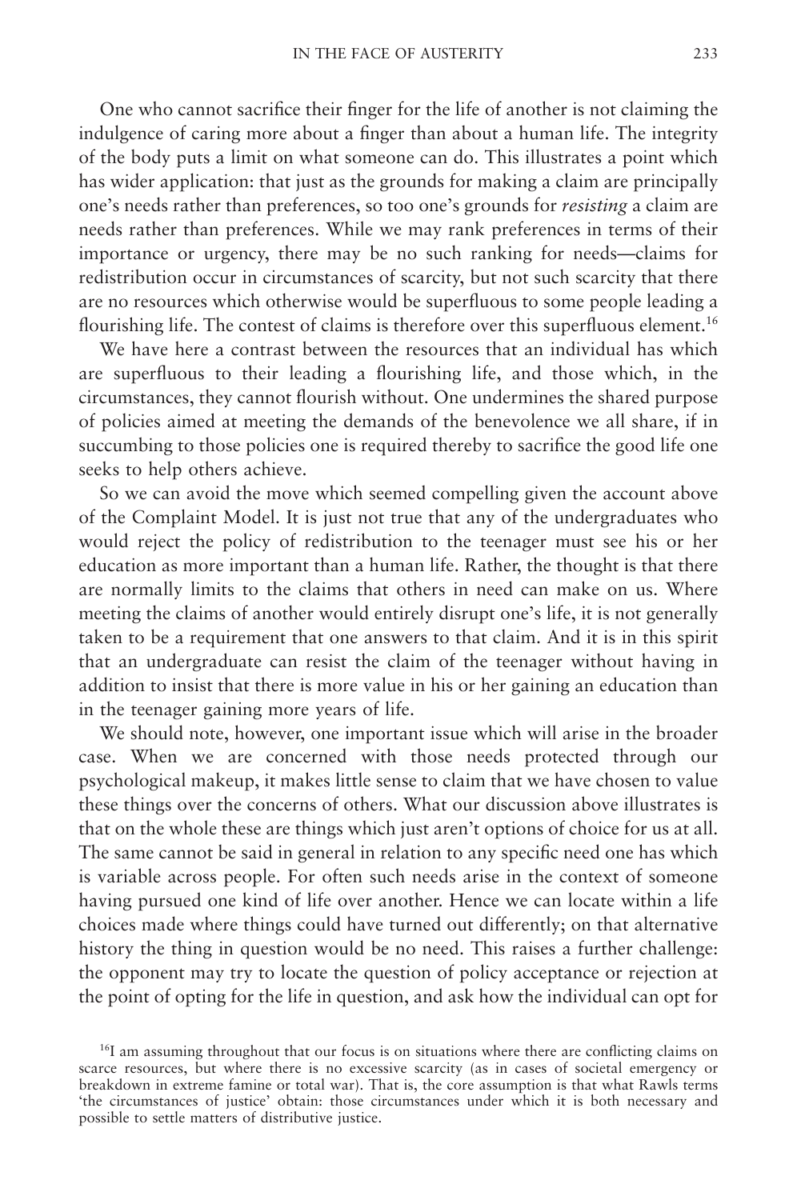One who cannot sacrifice their finger for the life of another is not claiming the indulgence of caring more about a finger than about a human life. The integrity of the body puts a limit on what someone can do. This illustrates a point which has wider application: that just as the grounds for making a claim are principally one's needs rather than preferences, so too one's grounds for *resisting* a claim are needs rather than preferences. While we may rank preferences in terms of their importance or urgency, there may be no such ranking for needs—claims for redistribution occur in circumstances of scarcity, but not such scarcity that there are no resources which otherwise would be superfluous to some people leading a flourishing life. The contest of claims is therefore over this superfluous element.[16]

We have here a contrast between the resources that an individual has which are superfluous to their leading a flourishing life, and those which, in the circumstances, they cannot flourish without. One undermines the shared purpose of policies aimed at meeting the demands of the benevolence we all share, if in succumbing to those policies one is required thereby to sacrifice the good life one seeks to help others achieve.

So we can avoid the move which seemed compelling given the account above of the Complaint Model. It is just not true that any of the undergraduates who would reject the policy of redistribution to the teenager must see his or her education as more important than a human life. Rather, the thought is that there are normally limits to the claims that others in need can make on us. Where meeting the claims of another would entirely disrupt one's life, it is not generally taken to be a requirement that one answers to that claim. And it is in this spirit that an undergraduate can resist the claim of the teenager without having in addition to insist that there is more value in his or her gaining an education than in the teenager gaining more years of life.

We should note, however, one important issue which will arise in the broader case. When we are concerned with those needs protected through our psychological makeup, it makes little sense to claim that we have chosen to value these things over the concerns of others. What our discussion above illustrates is that on the whole these are things which just aren't options of choice for us at all. The same cannot be said in general in relation to any specific need one has which is variable across people. For often such needs arise in the context of someone having pursued one kind of life over another. Hence we can locate within a life choices made where things could have turned out differently; on that alternative history the thing in question would be no need. This raises a further challenge: the opponent may try to locate the question of policy acceptance or rejection at the point of opting for the life in question, and ask how the individual can opt for

[16]I am assuming throughout that our focus is on situations where there are conflicting claims on scarce resources, but where there is no excessive scarcity (as in cases of societal emergency or breakdown in extreme famine or total war). That is, the core assumption is that what Rawls terms 'the circumstances of justice' obtain: those circumstances under which it is both necessary and possible to settle matters of distributive justice.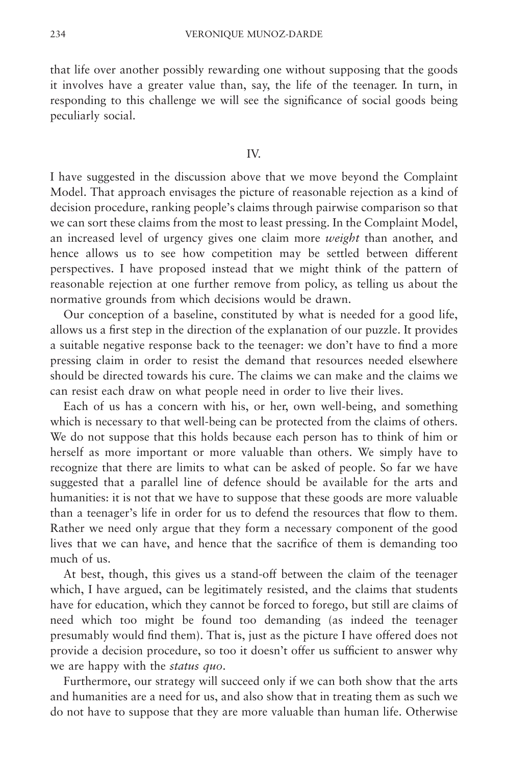that life over another possibly rewarding one without supposing that the goods it involves have a greater value than, say, the life of the teenager. In turn, in responding to this challenge we will see the significance of social goods being peculiarly social.

## IV.

I have suggested in the discussion above that we move beyond the Complaint Model. That approach envisages the picture of reasonable rejection as a kind of decision procedure, ranking people's claims through pairwise comparison so that we can sort these claims from the most to least pressing. In the Complaint Model, an increased level of urgency gives one claim more *weight* than another, and hence allows us to see how competition may be settled between different perspectives. I have proposed instead that we might think of the pattern of reasonable rejection at one further remove from policy, as telling us about the normative grounds from which decisions would be drawn.

Our conception of a baseline, constituted by what is needed for a good life, allows us a first step in the direction of the explanation of our puzzle. It provides a suitable negative response back to the teenager: we don't have to find a more pressing claim in order to resist the demand that resources needed elsewhere should be directed towards his cure. The claims we can make and the claims we can resist each draw on what people need in order to live their lives.

Each of us has a concern with his, or her, own well-being, and something which is necessary to that well-being can be protected from the claims of others. We do not suppose that this holds because each person has to think of him or herself as more important or more valuable than others. We simply have to recognize that there are limits to what can be asked of people. So far we have suggested that a parallel line of defence should be available for the arts and humanities: it is not that we have to suppose that these goods are more valuable than a teenager's life in order for us to defend the resources that flow to them. Rather we need only argue that they form a necessary component of the good lives that we can have, and hence that the sacrifice of them is demanding too much of us.

At best, though, this gives us a stand-off between the claim of the teenager which, I have argued, can be legitimately resisted, and the claims that students have for education, which they cannot be forced to forego, but still are claims of need which too might be found too demanding (as indeed the teenager presumably would find them). That is, just as the picture I have offered does not provide a decision procedure, so too it doesn't offer us sufficient to answer why we are happy with the *status quo*.

Furthermore, our strategy will succeed only if we can both show that the arts and humanities are a need for us, and also show that in treating them as such we do not have to suppose that they are more valuable than human life. Otherwise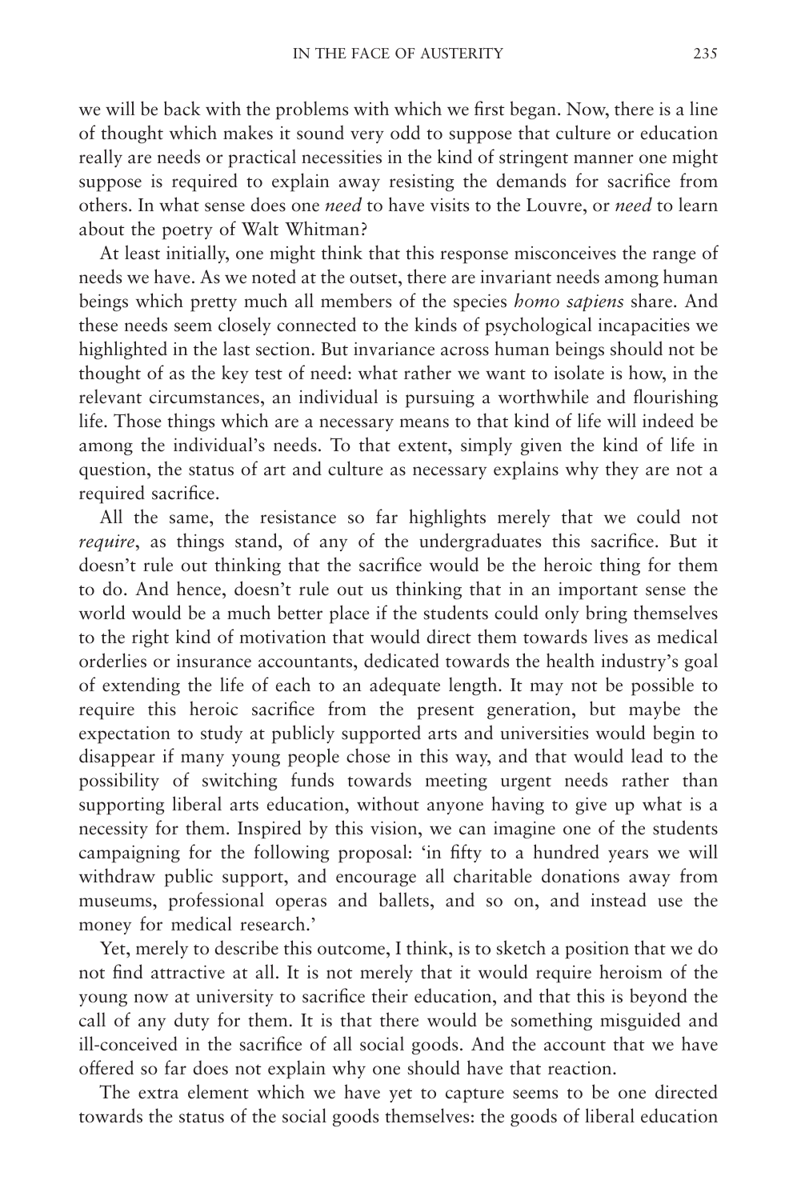we will be back with the problems with which we first began. Now, there is a line of thought which makes it sound very odd to suppose that culture or education really are needs or practical necessities in the kind of stringent manner one might suppose is required to explain away resisting the demands for sacrifice from others. In what sense does one *need* to have visits to the Louvre, or *need* to learn about the poetry of Walt Whitman?

At least initially, one might think that this response misconceives the range of needs we have. As we noted at the outset, there are invariant needs among human beings which pretty much all members of the species *homo sapiens* share. And these needs seem closely connected to the kinds of psychological incapacities we highlighted in the last section. But invariance across human beings should not be thought of as the key test of need: what rather we want to isolate is how, in the relevant circumstances, an individual is pursuing a worthwhile and flourishing life. Those things which are a necessary means to that kind of life will indeed be among the individual's needs. To that extent, simply given the kind of life in question, the status of art and culture as necessary explains why they are not a required sacrifice.

All the same, the resistance so far highlights merely that we could not *require*, as things stand, of any of the undergraduates this sacrifice. But it doesn't rule out thinking that the sacrifice would be the heroic thing for them to do. And hence, doesn't rule out us thinking that in an important sense the world would be a much better place if the students could only bring themselves to the right kind of motivation that would direct them towards lives as medical orderlies or insurance accountants, dedicated towards the health industry's goal of extending the life of each to an adequate length. It may not be possible to require this heroic sacrifice from the present generation, but maybe the expectation to study at publicly supported arts and universities would begin to disappear if many young people chose in this way, and that would lead to the possibility of switching funds towards meeting urgent needs rather than supporting liberal arts education, without anyone having to give up what is a necessity for them. Inspired by this vision, we can imagine one of the students campaigning for the following proposal: 'in fifty to a hundred years we will withdraw public support, and encourage all charitable donations away from museums, professional operas and ballets, and so on, and instead use the money for medical research.'

Yet, merely to describe this outcome, I think, is to sketch a position that we do not find attractive at all. It is not merely that it would require heroism of the young now at university to sacrifice their education, and that this is beyond the call of any duty for them. It is that there would be something misguided and ill-conceived in the sacrifice of all social goods. And the account that we have offered so far does not explain why one should have that reaction.

The extra element which we have yet to capture seems to be one directed towards the status of the social goods themselves: the goods of liberal education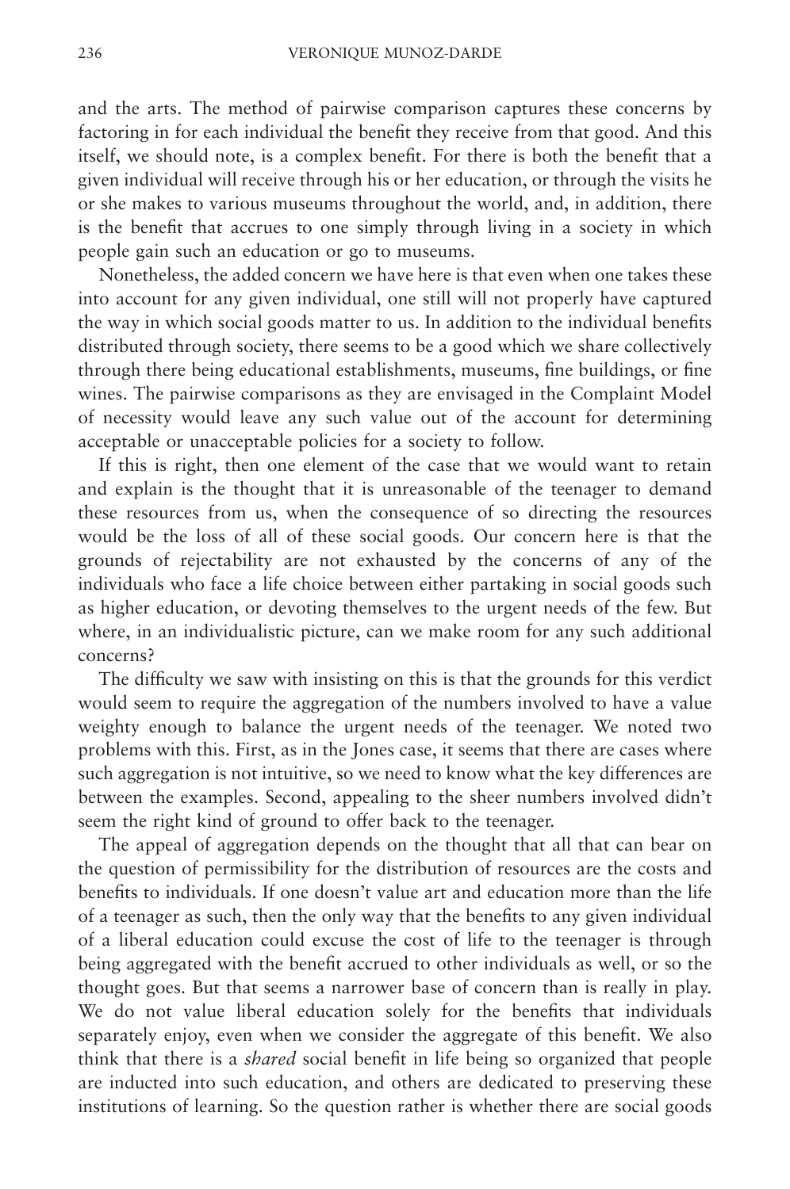and the arts. The method of pairwise comparison captures these concerns by factoring in for each individual the benefit they receive from that good. And this itself, we should note, is a complex benefit. For there is both the benefit that a given individual will receive through his or her education, or through the visits he or she makes to various museums throughout the world, and, in addition, there is the benefit that accrues to one simply through living in a society in which people gain such an education or go to museums.

Nonetheless, the added concern we have here is that even when one takes these into account for any given individual, one still will not properly have captured the way in which social goods matter to us. In addition to the individual benefits distributed through society, there seems to be a good which we share collectively through there being educational establishments, museums, fine buildings, or fine wines. The pairwise comparisons as they are envisaged in the Complaint Model of necessity would leave any such value out of the account for determining acceptable or unacceptable policies for a society to follow.

If this is right, then one element of the case that we would want to retain and explain is the thought that it is unreasonable of the teenager to demand these resources from us, when the consequence of so directing the resources would be the loss of all of these social goods. Our concern here is that the grounds of rejectability are not exhausted by the concerns of any of the individuals who face a life choice between either partaking in social goods such as higher education, or devoting themselves to the urgent needs of the few. But where, in an individualistic picture, can we make room for any such additional concerns?

The difficulty we saw with insisting on this is that the grounds for this verdict would seem to require the aggregation of the numbers involved to have a value weighty enough to balance the urgent needs of the teenager. We noted two problems with this. First, as in the Jones case, it seems that there are cases where such aggregation is not intuitive, so we need to know what the key differences are between the examples. Second, appealing to the sheer numbers involved didn't seem the right kind of ground to offer back to the teenager.

The appeal of aggregation depends on the thought that all that can bear on the question of permissibility for the distribution of resources are the costs and benefits to individuals. If one doesn't value art and education more than the life of a teenager as such, then the only way that the benefits to any given individual of a liberal education could excuse the cost of life to the teenager is through being aggregated with the benefit accrued to other individuals as well, or so the thought goes. But that seems a narrower base of concern than is really in play. We do not value liberal education solely for the benefits that individuals separately enjoy, even when we consider the aggregate of this benefit. We also think that there is a *shared* social benefit in life being so organized that people are inducted into such education, and others are dedicated to preserving these institutions of learning. So the question rather is whether there are social goods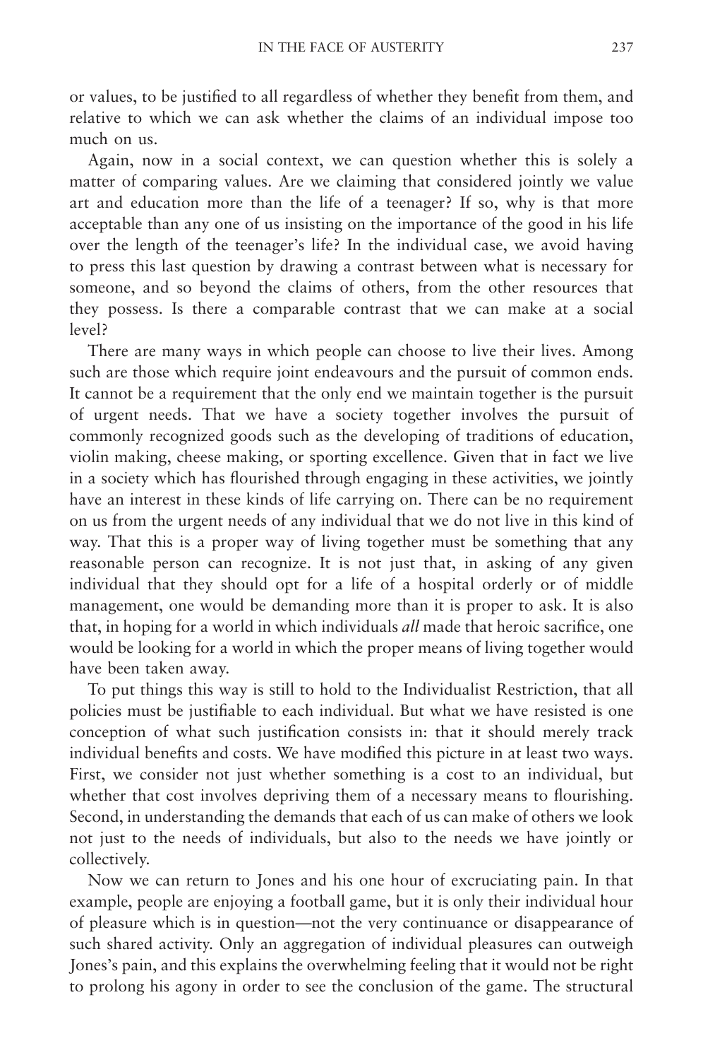or values, to be justified to all regardless of whether they benefit from them, and relative to which we can ask whether the claims of an individual impose too much on us.

Again, now in a social context, we can question whether this is solely a matter of comparing values. Are we claiming that considered jointly we value art and education more than the life of a teenager? If so, why is that more acceptable than any one of us insisting on the importance of the good in his life over the length of the teenager's life? In the individual case, we avoid having to press this last question by drawing a contrast between what is necessary for someone, and so beyond the claims of others, from the other resources that they possess. Is there a comparable contrast that we can make at a social level?

There are many ways in which people can choose to live their lives. Among such are those which require joint endeavours and the pursuit of common ends. It cannot be a requirement that the only end we maintain together is the pursuit of urgent needs. That we have a society together involves the pursuit of commonly recognized goods such as the developing of traditions of education, violin making, cheese making, or sporting excellence. Given that in fact we live in a society which has flourished through engaging in these activities, we jointly have an interest in these kinds of life carrying on. There can be no requirement on us from the urgent needs of any individual that we do not live in this kind of way. That this is a proper way of living together must be something that any reasonable person can recognize. It is not just that, in asking of any given individual that they should opt for a life of a hospital orderly or of middle management, one would be demanding more than it is proper to ask. It is also that, in hoping for a world in which individuals *all* made that heroic sacrifice, one would be looking for a world in which the proper means of living together would have been taken away.

To put things this way is still to hold to the Individualist Restriction, that all policies must be justifiable to each individual. But what we have resisted is one conception of what such justification consists in: that it should merely track individual benefits and costs. We have modified this picture in at least two ways. First, we consider not just whether something is a cost to an individual, but whether that cost involves depriving them of a necessary means to flourishing. Second, in understanding the demands that each of us can make of others we look not just to the needs of individuals, but also to the needs we have jointly or collectively.

Now we can return to Jones and his one hour of excruciating pain. In that example, people are enjoying a football game, but it is only their individual hour of pleasure which is in question—not the very continuance or disappearance of such shared activity. Only an aggregation of individual pleasures can outweigh Jones's pain, and this explains the overwhelming feeling that it would not be right to prolong his agony in order to see the conclusion of the game. The structural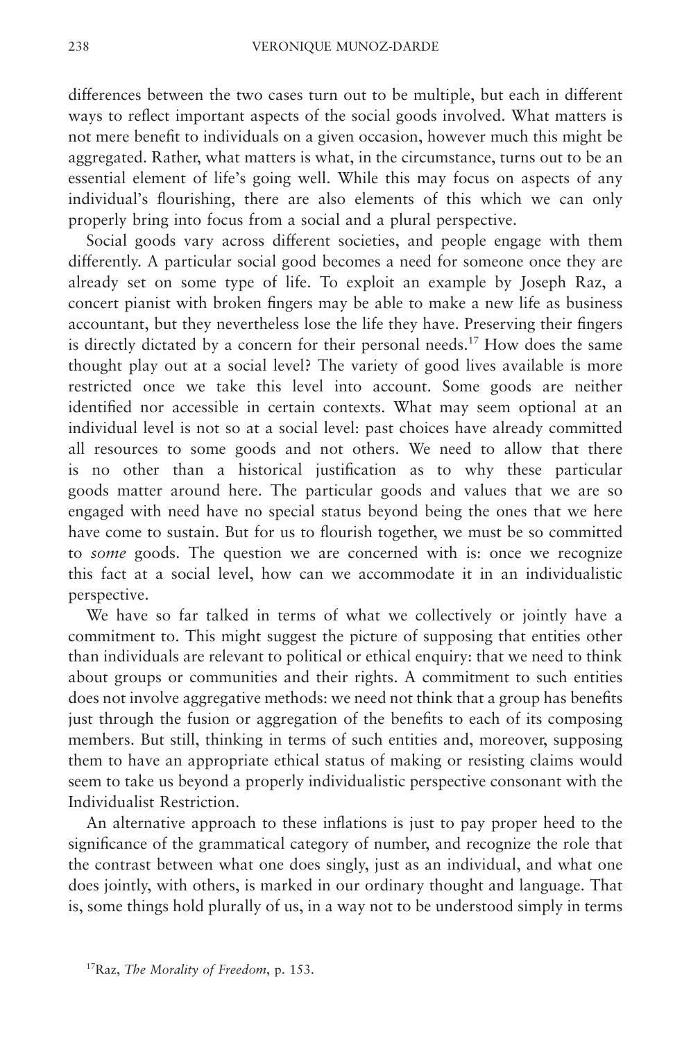differences between the two cases turn out to be multiple, but each in different ways to reflect important aspects of the social goods involved. What matters is not mere benefit to individuals on a given occasion, however much this might be aggregated. Rather, what matters is what, in the circumstance, turns out to be an essential element of life's going well. While this may focus on aspects of any individual's flourishing, there are also elements of this which we can only properly bring into focus from a social and a plural perspective.

Social goods vary across different societies, and people engage with them differently. A particular social good becomes a need for someone once they are already set on some type of life. To exploit an example by Joseph Raz, a concert pianist with broken fingers may be able to make a new life as business accountant, but they nevertheless lose the life they have. Preserving their fingers is directly dictated by a concern for their personal needs.[17] How does the same thought play out at a social level? The variety of good lives available is more restricted once we take this level into account. Some goods are neither identified nor accessible in certain contexts. What may seem optional at an individual level is not so at a social level: past choices have already committed all resources to some goods and not others. We need to allow that there is no other than a historical justification as to why these particular goods matter around here. The particular goods and values that we are so engaged with need have no special status beyond being the ones that we here have come to sustain. But for us to flourish together, we must be so committed to *some* goods. The question we are concerned with is: once we recognize this fact at a social level, how can we accommodate it in an individualistic perspective.

We have so far talked in terms of what we collectively or jointly have a commitment to. This might suggest the picture of supposing that entities other than individuals are relevant to political or ethical enquiry: that we need to think about groups or communities and their rights. A commitment to such entities does not involve aggregative methods: we need not think that a group has benefits just through the fusion or aggregation of the benefits to each of its composing members. But still, thinking in terms of such entities and, moreover, supposing them to have an appropriate ethical status of making or resisting claims would seem to take us beyond a properly individualistic perspective consonant with the Individualist Restriction.

An alternative approach to these inflations is just to pay proper heed to the significance of the grammatical category of number, and recognize the role that the contrast between what one does singly, just as an individual, and what one does jointly, with others, is marked in our ordinary thought and language. That is, some things hold plurally of us, in a way not to be understood simply in terms

[17] Raz, *The Morality of Freedom*, p. 153.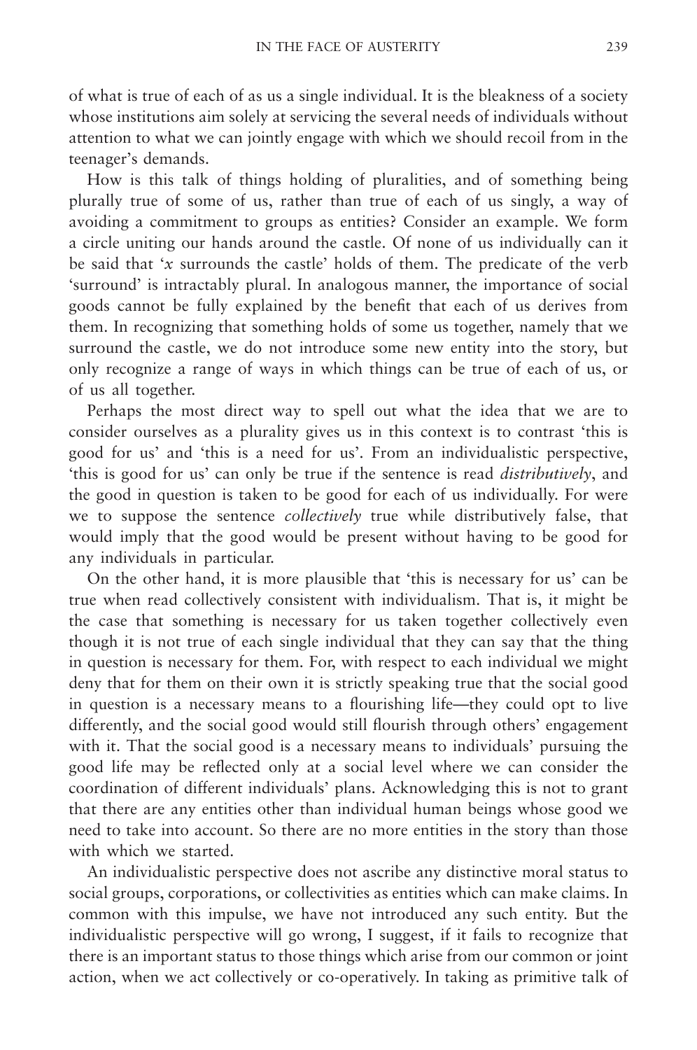of what is true of each of as us a single individual. It is the bleakness of a society whose institutions aim solely at servicing the several needs of individuals without attention to what we can jointly engage with which we should recoil from in the teenager's demands.

How is this talk of things holding of pluralities, and of something being plurally true of some of us, rather than true of each of us singly, a way of avoiding a commitment to groups as entities? Consider an example. We form a circle uniting our hands around the castle. Of none of us individually can it be said that '*x* surrounds the castle' holds of them. The predicate of the verb 'surround' is intractably plural. In analogous manner, the importance of social goods cannot be fully explained by the benefit that each of us derives from them. In recognizing that something holds of some us together, namely that we surround the castle, we do not introduce some new entity into the story, but only recognize a range of ways in which things can be true of each of us, or of us all together.

Perhaps the most direct way to spell out what the idea that we are to consider ourselves as a plurality gives us in this context is to contrast 'this is good for us' and 'this is a need for us'. From an individualistic perspective, 'this is good for us' can only be true if the sentence is read *distributively*, and the good in question is taken to be good for each of us individually. For were we to suppose the sentence *collectively* true while distributively false, that would imply that the good would be present without having to be good for any individuals in particular.

On the other hand, it is more plausible that 'this is necessary for us' can be true when read collectively consistent with individualism. That is, it might be the case that something is necessary for us taken together collectively even though it is not true of each single individual that they can say that the thing in question is necessary for them. For, with respect to each individual we might deny that for them on their own it is strictly speaking true that the social good in question is a necessary means to a flourishing life—they could opt to live differently, and the social good would still flourish through others' engagement with it. That the social good is a necessary means to individuals' pursuing the good life may be reflected only at a social level where we can consider the coordination of different individuals' plans. Acknowledging this is not to grant that there are any entities other than individual human beings whose good we need to take into account. So there are no more entities in the story than those with which we started.

An individualistic perspective does not ascribe any distinctive moral status to social groups, corporations, or collectivities as entities which can make claims. In common with this impulse, we have not introduced any such entity. But the individualistic perspective will go wrong, I suggest, if it fails to recognize that there is an important status to those things which arise from our common or joint action, when we act collectively or co-operatively. In taking as primitive talk of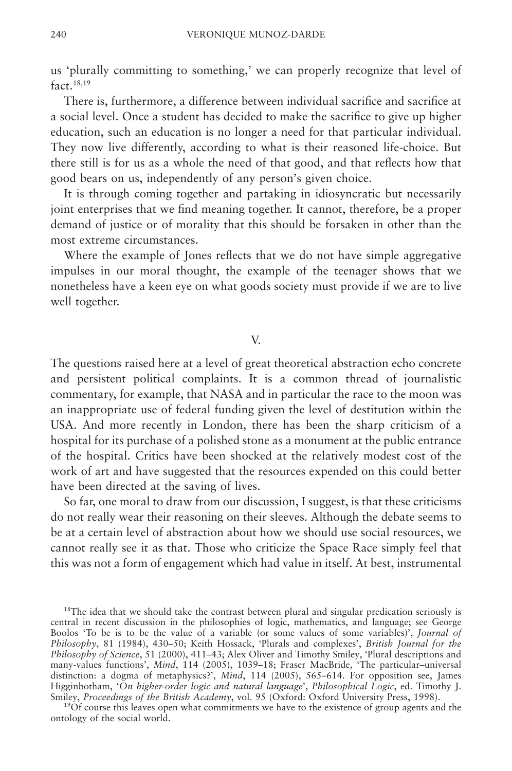us 'plurally committing to something,' we can properly recognize that level of fact.[18,19]

There is, furthermore, a difference between individual sacrifice and sacrifice at a social level. Once a student has decided to make the sacrifice to give up higher education, such an education is no longer a need for that particular individual. They now live differently, according to what is their reasoned life-choice. But there still is for us as a whole the need of that good, and that reflects how that good bears on us, independently of any person's given choice.

It is through coming together and partaking in idiosyncratic but necessarily joint enterprises that we find meaning together. It cannot, therefore, be a proper demand of justice or of morality that this should be forsaken in other than the most extreme circumstances.

Where the example of Jones reflects that we do not have simple aggregative impulses in our moral thought, the example of the teenager shows that we nonetheless have a keen eye on what goods society must provide if we are to live well together.

## V.

The questions raised here at a level of great theoretical abstraction echo concrete and persistent political complaints. It is a common thread of journalistic commentary, for example, that NASA and in particular the race to the moon was an inappropriate use of federal funding given the level of destitution within the USA. And more recently in London, there has been the sharp criticism of a hospital for its purchase of a polished stone as a monument at the public entrance of the hospital. Critics have been shocked at the relatively modest cost of the work of art and have suggested that the resources expended on this could better have been directed at the saving of lives.

So far, one moral to draw from our discussion, I suggest, is that these criticisms do not really wear their reasoning on their sleeves. Although the debate seems to be at a certain level of abstraction about how we should use social resources, we cannot really see it as that. Those who criticize the Space Race simply feel that this was not a form of engagement which had value in itself. At best, instrumental

[18] The idea that we should take the contrast between plural and singular predication seriously is central in recent discussion in the philosophies of logic, mathematics, and language; see George Boolos 'To be is to be the value of a variable (or some values of some variables)', *Journal of Philosophy*, 81 (1984), 430–50; Keith Hossack, 'Plurals and complexes', *British Journal for the Philosophy of Science*, 51 (2000), 411–43; Alex Oliver and Timothy Smiley, 'Plural descriptions and many-values functions', *Mind*, 114 (2005), 1039–18; Fraser MacBride, 'The particular–universal distinction: a dogma of metaphysics?', *Mind*, 114 (2005), 565–614. For opposition see, James Higginbotham, '*On higher-order logic and natural language*', *Philosophical Logic*, ed. Timothy J. Smiley, *Proceedings of the British Academy*, vol. 95 (Oxford: Oxford University Press, 1998).

[19] Of course this leaves open what commitments we have to the existence of group agents and the ontology of the social world.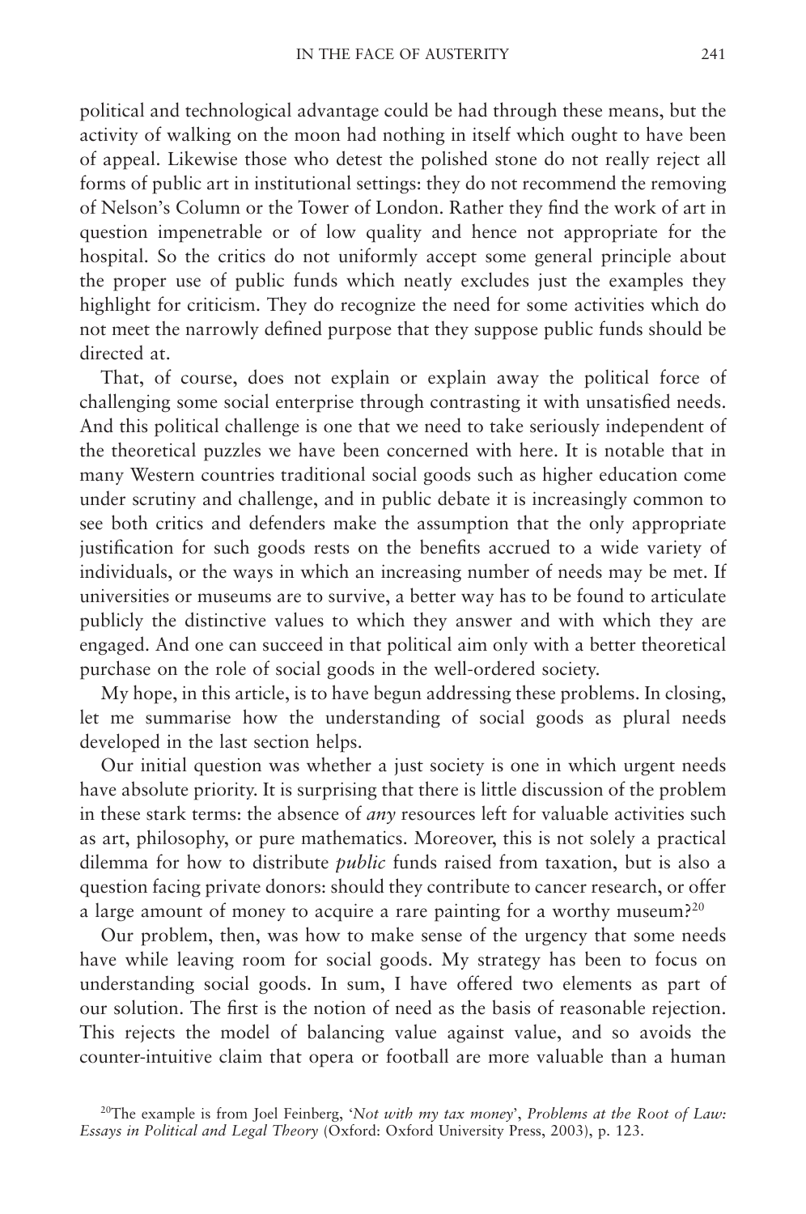political and technological advantage could be had through these means, but the activity of walking on the moon had nothing in itself which ought to have been of appeal. Likewise those who detest the polished stone do not really reject all forms of public art in institutional settings: they do not recommend the removing of Nelson's Column or the Tower of London. Rather they find the work of art in question impenetrable or of low quality and hence not appropriate for the hospital. So the critics do not uniformly accept some general principle about the proper use of public funds which neatly excludes just the examples they highlight for criticism. They do recognize the need for some activities which do not meet the narrowly defined purpose that they suppose public funds should be directed at.

That, of course, does not explain or explain away the political force of challenging some social enterprise through contrasting it with unsatisfied needs. And this political challenge is one that we need to take seriously independent of the theoretical puzzles we have been concerned with here. It is notable that in many Western countries traditional social goods such as higher education come under scrutiny and challenge, and in public debate it is increasingly common to see both critics and defenders make the assumption that the only appropriate justification for such goods rests on the benefits accrued to a wide variety of individuals, or the ways in which an increasing number of needs may be met. If universities or museums are to survive, a better way has to be found to articulate publicly the distinctive values to which they answer and with which they are engaged. And one can succeed in that political aim only with a better theoretical purchase on the role of social goods in the well-ordered society.

My hope, in this article, is to have begun addressing these problems. In closing, let me summarise how the understanding of social goods as plural needs developed in the last section helps.

Our initial question was whether a just society is one in which urgent needs have absolute priority. It is surprising that there is little discussion of the problem in these stark terms: the absence of *any* resources left for valuable activities such as art, philosophy, or pure mathematics. Moreover, this is not solely a practical dilemma for how to distribute *public* funds raised from taxation, but is also a question facing private donors: should they contribute to cancer research, or offer a large amount of money to acquire a rare painting for a worthy museum?[20]

Our problem, then, was how to make sense of the urgency that some needs have while leaving room for social goods. My strategy has been to focus on understanding social goods. In sum, I have offered two elements as part of our solution. The first is the notion of need as the basis of reasonable rejection. This rejects the model of balancing value against value, and so avoids the counter-intuitive claim that opera or football are more valuable than a human

[20]The example is from Joel Feinberg, '*Not with my tax money*', *Problems at the Root of Law: Essays in Political and Legal Theory* (Oxford: Oxford University Press, 2003), p. 123.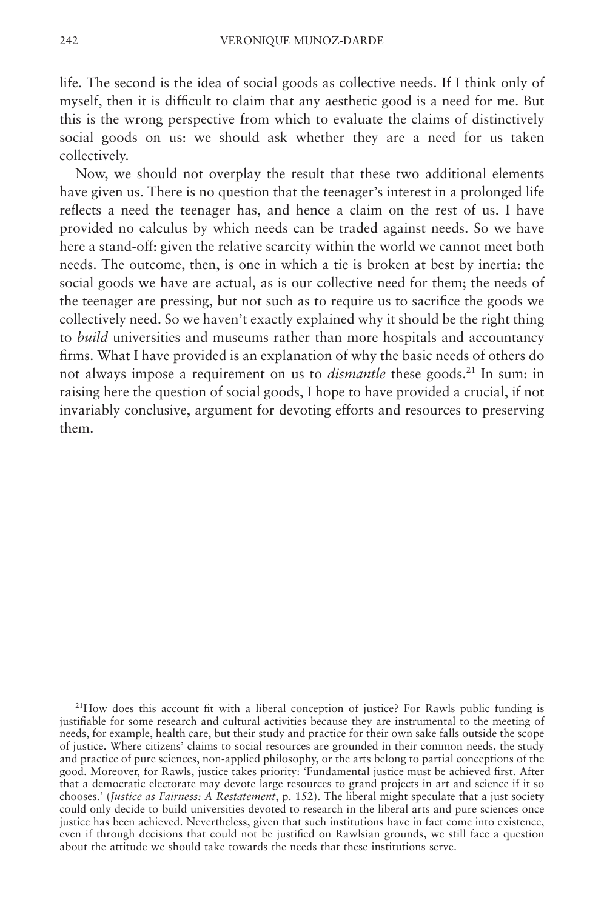life. The second is the idea of social goods as collective needs. If I think only of myself, then it is difficult to claim that any aesthetic good is a need for me. But this is the wrong perspective from which to evaluate the claims of distinctively social goods on us: we should ask whether they are a need for us taken collectively.

Now, we should not overplay the result that these two additional elements have given us. There is no question that the teenager's interest in a prolonged life reflects a need the teenager has, and hence a claim on the rest of us. I have provided no calculus by which needs can be traded against needs. So we have here a stand-off: given the relative scarcity within the world we cannot meet both needs. The outcome, then, is one in which a tie is broken at best by inertia: the social goods we have are actual, as is our collective need for them; the needs of the teenager are pressing, but not such as to require us to sacrifice the goods we collectively need. So we haven't exactly explained why it should be the right thing to *build* universities and museums rather than more hospitals and accountancy firms. What I have provided is an explanation of why the basic needs of others do not always impose a requirement on us to *dismantle* these goods.[21] In sum: in raising here the question of social goods, I hope to have provided a crucial, if not invariably conclusive, argument for devoting efforts and resources to preserving them.

[21]How does this account fit with a liberal conception of justice? For Rawls public funding is justifiable for some research and cultural activities because they are instrumental to the meeting of needs, for example, health care, but their study and practice for their own sake falls outside the scope of justice. Where citizens' claims to social resources are grounded in their common needs, the study and practice of pure sciences, non-applied philosophy, or the arts belong to partial conceptions of the good. Moreover, for Rawls, justice takes priority: 'Fundamental justice must be achieved first. After that a democratic electorate may devote large resources to grand projects in art and science if it so chooses.' (*Justice as Fairness: A Restatement*, p. 152). The liberal might speculate that a just society could only decide to build universities devoted to research in the liberal arts and pure sciences once justice has been achieved. Nevertheless, given that such institutions have in fact come into existence, even if through decisions that could not be justified on Rawlsian grounds, we still face a question about the attitude we should take towards the needs that these institutions serve.